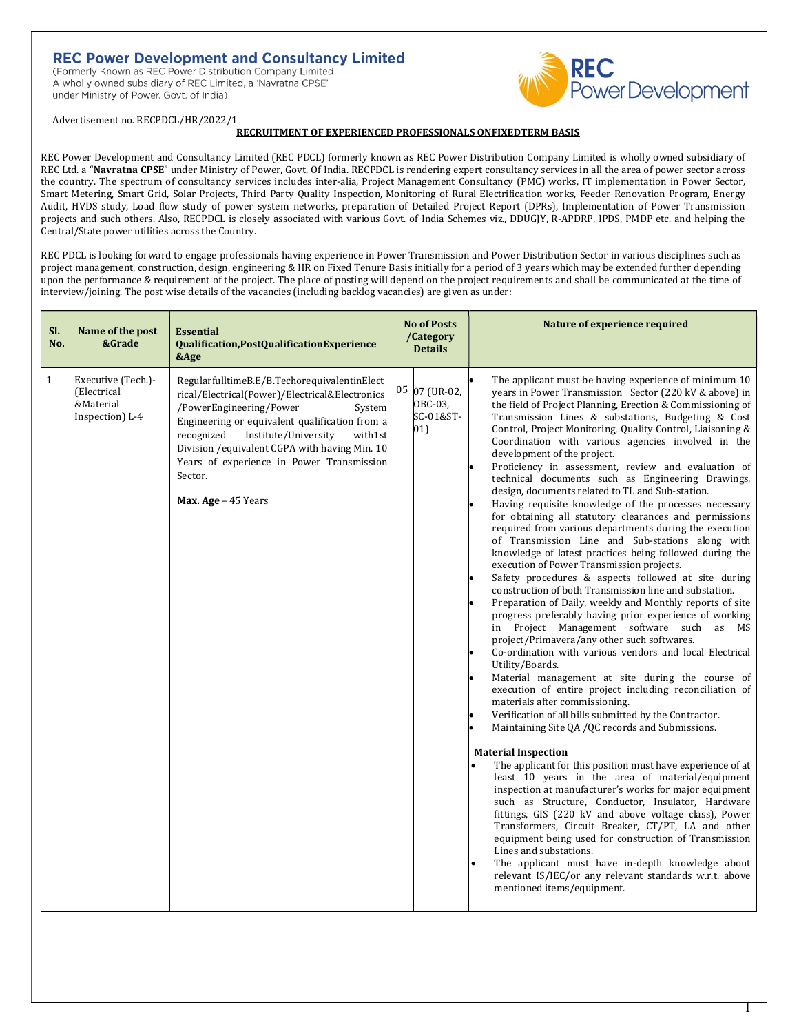# REC Power Development and Consultancy Limited

(Formerly Known as REC Power Distribution Company Limited
A wholly owned subsidiary of REC Limited, a 'Navratna CPSE'
under Ministry of Power. Govt. of India)

Advertisement no. RECPDCL/HR/2022/1

**RECRUITMENT OF EXPERIENCED PROFESSIONALS ONFIXEDTERM BASIS**

REC Power Development and Consultancy Limited (REC PDCL) formerly known as REC Power Distribution Company Limited is wholly owned subsidiary of REC Ltd. a "**Navratna CPSE**" under Ministry of Power, Govt. Of India. RECPDCL is rendering expert consultancy services in all the area of power sector across the country. The spectrum of consultancy services includes inter-alia, Project Management Consultancy (PMC) works, IT implementation in Power Sector, Smart Metering, Smart Grid, Solar Projects, Third Party Quality Inspection, Monitoring of Rural Electrification works, Feeder Renovation Program, Energy Audit, HVDS study, Load flow study of power system networks, preparation of Detailed Project Report (DPRs), Implementation of Power Transmission projects and such others. Also, RECPDCL is closely associated with various Govt. of India Schemes viz., DDUGJY, R-APDRP, IPDS, PMDP etc. and helping the Central/State power utilities across the Country.

REC PDCL is looking forward to engage professionals having experience in Power Transmission and Power Distribution Sector in various disciplines such as project management, construction, design, engineering & HR on Fixed Tenure Basis initially for a period of 3 years which may be extended further depending upon the performance & requirement of the project. The place of posting will depend on the project requirements and shall be communicated at the time of interview/joining. The post wise details of the vacancies (including backlog vacancies) are given as under:

| Sl. No. | Name of the post &Grade | Essential Qualification,PostQualificationExperience &Age | No of Posts /Category Details | | Nature of experience required |
|---|---|---|---|---|---|
| 1 | Executive (Tech.)-(Electrical &Material Inspection) L-4 | RegularfulltimeB.E/B.TechorequivalentinElectrical/Electrical(Power)/Electrical&Electronics /PowerEngineering/Power System Engineering or equivalent qualification from a recognized Institute/University with1st Division /equivalent CGPA with having Min. 10 Years of experience in Power Transmission Sector.<br><br>**Max. Age** – 45 Years | 05 | 07 (UR-02, OBC-03, SC-01&ST-01) | • The applicant must be having experience of minimum 10 years in Power Transmission Sector (220 kV & above) in the field of Project Planning, Erection & Commissioning of Transmission Lines & substations, Budgeting & Cost Control, Project Monitoring, Quality Control, Liaisoning & Coordination with various agencies involved in the development of the project.<br>• Proficiency in assessment, review and evaluation of technical documents such as Engineering Drawings, design, documents related to TL and Sub-station.<br>• Having requisite knowledge of the processes necessary for obtaining all statutory clearances and permissions required from various departments during the execution of Transmission Line and Sub-stations along with knowledge of latest practices being followed during the execution of Power Transmission projects.<br>• Safety procedures & aspects followed at site during construction of both Transmission line and substation.<br>• Preparation of Daily, weekly and Monthly reports of site progress preferably having prior experience of working in Project Management software such as MS project/Primavera/any other such softwares.<br>• Co-ordination with various vendors and local Electrical Utility/Boards.<br>• Material management at site during the course of execution of entire project including reconciliation of materials after commissioning.<br>• Verification of all bills submitted by the Contractor.<br>• Maintaining Site QA /QC records and Submissions.<br><br>**Material Inspection**<br>• The applicant for this position must have experience of at least 10 years in the area of material/equipment inspection at manufacturer's works for major equipment such as Structure, Conductor, Insulator, Hardware fittings, GIS (220 kV and above voltage class), Power Transformers, Circuit Breaker, CT/PT, LA and other equipment being used for construction of Transmission Lines and substations.<br>• The applicant must have in-depth knowledge about relevant IS/IEC/or any relevant standards w.r.t. above mentioned items/equipment. |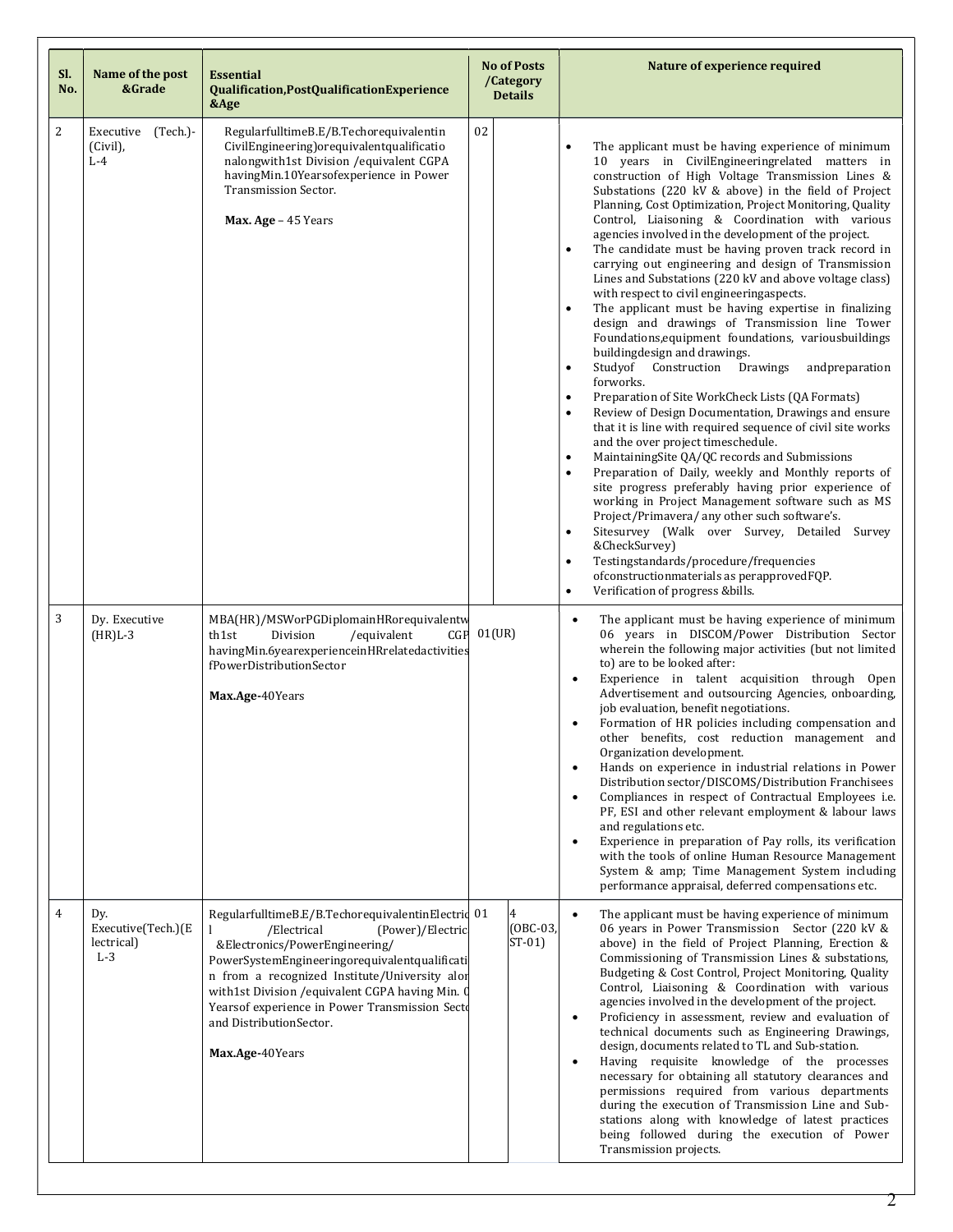| Sl. No. | Name of the post &Grade | Essential Qualification,PostQualificationExperience &Age | No of Posts /Category Details | | Nature of experience required |
|---|---|---|---|---|---|
| 2 | Executive (Tech.)-(Civil), L-4 | RegularfulltimeB.E/B.Techorequivalentin CivilEngineering)orequivalentqualificationalongwith1st Division /equivalent CGPA havingMin.10Yearsofexperience in Power Transmission Sector.<br><br>**Max. Age** – 45 Years | 02 | | • The applicant must be having experience of minimum 10 years in CivilEngineeringrelated matters in construction of High Voltage Transmission Lines & Substations (220 kV & above) in the field of Project Planning, Cost Optimization, Project Monitoring, Quality Control, Liaisoning & Coordination with various agencies involved in the development of the project.<br>• The candidate must be having proven track record in carrying out engineering and design of Transmission Lines and Substations (220 kV and above voltage class) with respect to civil engineeringaspects.<br>• The applicant must be having expertise in finalizing design and drawings of Transmission line Tower Foundations,equipment foundations, variousbuildings buildingdesign and drawings.<br>• Studyof Construction Drawings andpreparation forworks.<br>• Preparation of Site WorkCheck Lists (QA Formats)<br>• Review of Design Documentation, Drawings and ensure that it is line with required sequence of civil site works and the over project timeschedule.<br>• MaintainingSite QA/QC records and Submissions<br>• Preparation of Daily, weekly and Monthly reports of site progress preferably having prior experience of working in Project Management software such as MS Project/Primavera/ any other such software's.<br>• Sitesurvey (Walk over Survey, Detailed Survey &CheckSurvey)<br>• Testingstandards/procedure/frequencies ofconstructionmaterials as perapprovedFQP.<br>• Verification of progress &bills. |
| 3 | Dy. Executive (HR)L-3 | MBA(HR)/MSWorPGDiplomainHRorequivalentwith1st Division /equivalent CGPA havingMin.6yearexperienceinHRrelatedactivitiesofPowerDistributionSector<br><br>**Max.Age-**40Years | 01(UR) | | • The applicant must be having experience of minimum 06 years in DISCOM/Power Distribution Sector wherein the following major activities (but not limited to) are to be looked after:<br>• Experience in talent acquisition through Open Advertisement and outsourcing Agencies, onboarding, job evaluation, benefit negotiations.<br>• Formation of HR policies including compensation and other benefits, cost reduction management and Organization development.<br>• Hands on experience in industrial relations in Power Distribution sector/DISCOMS/Distribution Franchisees<br>• Compliances in respect of Contractual Employees i.e. PF, ESI and other relevant employment & labour laws and regulations etc.<br>• Experience in preparation of Pay rolls, its verification with the tools of online Human Resource Management System & amp; Time Management System including performance appraisal, deferred compensations etc. |
| 4 | Dy. Executive(Tech.)(Electrical) L-3 | RegularfulltimeB.E/B.TechorequivalentinElectrical /Electrical (Power)/Electrical &Electronics/PowerEngineering/ PowerSystemEngineeringorequivalentqualification from a recognized Institute/University along with1st Division /equivalent CGPA having Min. 06 Yearsof experience in Power Transmission Sector and DistributionSector.<br><br>**Max.Age-**40Years | 01 | 4 (OBC-03, ST-01) | • The applicant must be having experience of minimum 06 years in Power Transmission Sector (220 kV & above) in the field of Project Planning, Erection & Commissioning of Transmission Lines & substations, Budgeting & Cost Control, Project Monitoring, Quality Control, Liaisoning & Coordination with various agencies involved in the development of the project.<br>• Proficiency in assessment, review and evaluation of technical documents such as Engineering Drawings, design, documents related to TL and Sub-station.<br>• Having requisite knowledge of the processes necessary for obtaining all statutory clearances and permissions required from various departments during the execution of Transmission Line and Sub-stations along with knowledge of latest practices being followed during the execution of Power Transmission projects. |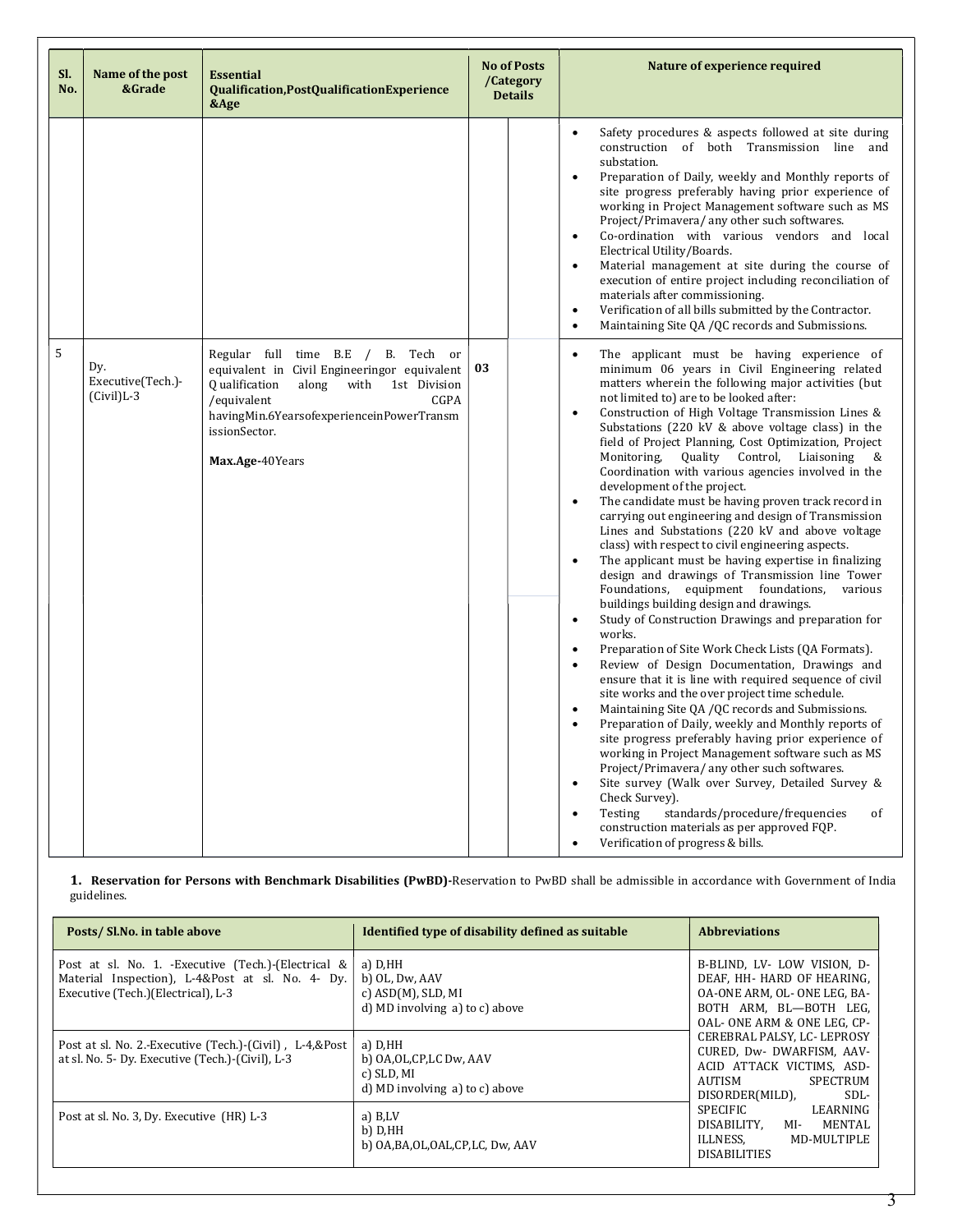| Sl. No. | Name of the post &Grade | Essential Qualification,PostQualificationExperience &Age | No of Posts /Category Details | | Nature of experience required |
|---|---|---|---|---|---|
| | | | | | • Safety procedures & aspects followed at site during construction of both Transmission line and substation.<br>• Preparation of Daily, weekly and Monthly reports of site progress preferably having prior experience of working in Project Management software such as MS Project/Primavera/ any other such softwares.<br>• Co-ordination with various vendors and local Electrical Utility/Boards.<br>• Material management at site during the course of execution of entire project including reconciliation of materials after commissioning.<br>• Verification of all bills submitted by the Contractor.<br>• Maintaining Site QA /QC records and Submissions. |
| 5 | Dy. Executive(Tech.)-(Civil)L-3 | Regular full time B.E / B. Tech or equivalent in Civil Engineeringor equivalent Qualification along with 1st Division /equivalent CGPA havingMin.6YearsofexperienceinPowerTransmissionSector.<br><br>**Max.Age-**40Years | 03 | | • The applicant must be having experience of minimum 06 years in Civil Engineering related matters wherein the following major activities (but not limited to) are to be looked after:<br>• Construction of High Voltage Transmission Lines & Substations (220 kV & above voltage class) in the field of Project Planning, Cost Optimization, Project Monitoring, Quality Control, Liaisoning & Coordination with various agencies involved in the development of the project.<br>• The candidate must be having proven track record in carrying out engineering and design of Transmission Lines and Substations (220 kV and above voltage class) with respect to civil engineering aspects.<br>• The applicant must be having expertise in finalizing design and drawings of Transmission line Tower Foundations, equipment foundations, various buildings building design and drawings.<br>• Study of Construction Drawings and preparation for works.<br>• Preparation of Site Work Check Lists (QA Formats).<br>• Review of Design Documentation, Drawings and ensure that it is line with required sequence of civil site works and the over project time schedule.<br>• Maintaining Site QA /QC records and Submissions.<br>• Preparation of Daily, weekly and Monthly reports of site progress preferably having prior experience of working in Project Management software such as MS Project/Primavera/ any other such softwares.<br>• Site survey (Walk over Survey, Detailed Survey & Check Survey).<br>• Testing standards/procedure/frequencies of construction materials as per approved FQP.<br>• Verification of progress & bills. |

**1. Reservation for Persons with Benchmark Disabilities (PwBD)-**Reservation to PwBD shall be admissible in accordance with Government of India guidelines.

| Posts/ Sl.No. in table above | Identified type of disability defined as suitable | Abbreviations |
|---|---|---|
| Post at sl. No. 1. -Executive (Tech.)-(Electrical & Material Inspection), L-4&Post at sl. No. 4- Dy. Executive (Tech.)(Electrical), L-3 | a) D,HH<br>b) OL, Dw, AAV<br>c) ASD(M), SLD, MI<br>d) MD involving a) to c) above | B-BLIND, LV- LOW VISION, D-DEAF, HH- HARD OF HEARING, OA-ONE ARM, OL- ONE LEG, BA-BOTH ARM, BL—BOTH LEG, OAL- ONE ARM & ONE LEG, CP-CEREBRAL PALSY, LC- LEPROSY CURED, Dw- DWARFISM, AAV-ACID ATTACK VICTIMS, ASD-AUTISM SPECTRUM DISORDER(MILD), SDL-SPECIFIC LEARNING DISABILITY, MI- MENTAL ILLNESS, MD-MULTIPLE DISABILITIES |
| Post at sl. No. 2.-Executive (Tech.)-(Civil) , L-4,&Post at sl. No. 5- Dy. Executive (Tech.)-(Civil), L-3 | a) D,HH<br>b) OA,OL,CP,LC Dw, AAV<br>c) SLD, MI<br>d) MD involving a) to c) above | |
| Post at sl. No. 3, Dy. Executive (HR) L-3 | a) B,LV<br>b) D,HH<br>b) OA,BA,OL,OAL,CP,LC, Dw, AAV | |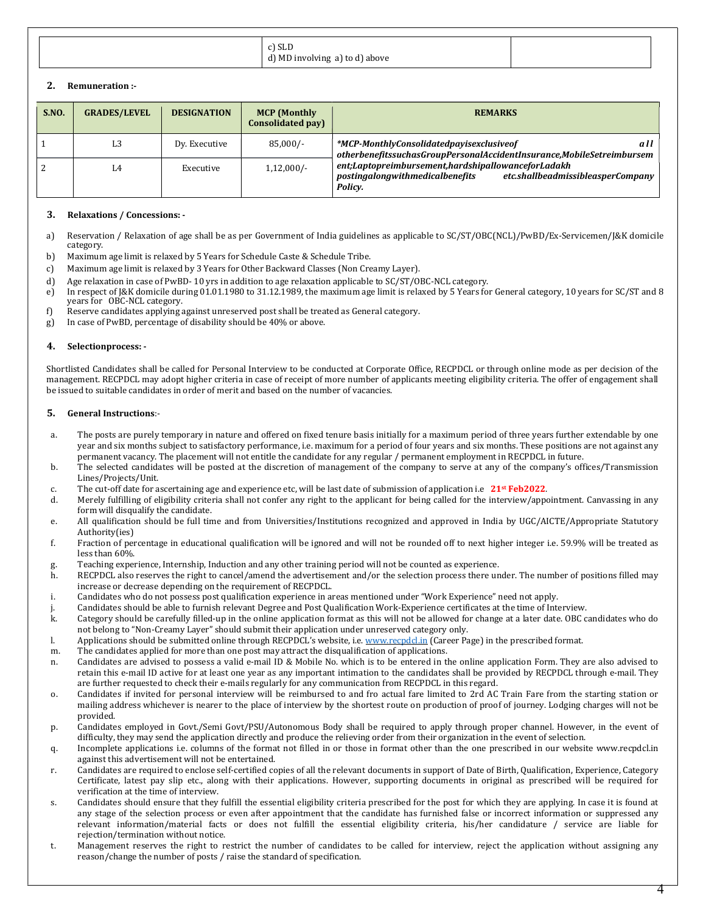| | c) SLD<br>d) MD involving a) to d) above | |
|---|---|---|

## 2. Remuneration :-

| S.NO. | GRADES/LEVEL | DESIGNATION | MCP (Monthly Consolidated pay) | REMARKS |
|---|---|---|---|---|
| 1 | L3 | Dy. Executive | 85,000/- | *\*MCP-MonthlyConsolidatedpayisexclusiveof all otherbenefitssuchasGroupPersonalAccidentInsurance,MobileSetreimbursement;Laptopreimbursement,hardshipallowanceforLadakh postingalongwithmedicalbenefits etc.shallbeadmissibleasperCompany Policy.* |
| 2 | L4 | Executive | 1,12,000/- | |

## 3. Relaxations / Concessions: -

a) Reservation / Relaxation of age shall be as per Government of India guidelines as applicable to SC/ST/OBC(NCL)/PwBD/Ex-Servicemen/J&K domicile category.
b) Maximum age limit is relaxed by 5 Years for Schedule Caste & Schedule Tribe.
c) Maximum age limit is relaxed by 3 Years for Other Backward Classes (Non Creamy Layer).
d) Age relaxation in case of PwBD- 10 yrs in addition to age relaxation applicable to SC/ST/OBC-NCL category.
e) In respect of J&K domicile during 01.01.1980 to 31.12.1989, the maximum age limit is relaxed by 5 Years for General category, 10 years for SC/ST and 8 years for OBC-NCL category.
f) Reserve candidates applying against unreserved post shall be treated as General category.
g) In case of PwBD, percentage of disability should be 40% or above.

## 4. Selectionprocess: -

Shortlisted Candidates shall be called for Personal Interview to be conducted at Corporate Office, RECPDCL or through online mode as per decision of the management. RECPDCL may adopt higher criteria in case of receipt of more number of applicants meeting eligibility criteria. The offer of engagement shall be issued to suitable candidates in order of merit and based on the number of vacancies.

## 5. General Instructions:-

a. The posts are purely temporary in nature and offered on fixed tenure basis initially for a maximum period of three years further extendable by one year and six months subject to satisfactory performance, i.e. maximum for a period of four years and six months. These positions are not against any permanent vacancy. The placement will not entitle the candidate for any regular / permanent employment in RECPDCL in future.
b. The selected candidates will be posted at the discretion of management of the company to serve at any of the company's offices/Transmission Lines/Projects/Unit.
c. The cut-off date for ascertaining age and experience etc, will be last date of submission of application i.e **21st Feb2022**.
d. Merely fulfilling of eligibility criteria shall not confer any right to the applicant for being called for the interview/appointment. Canvassing in any form will disqualify the candidate.
e. All qualification should be full time and from Universities/Institutions recognized and approved in India by UGC/AICTE/Appropriate Statutory Authority(ies)
f. Fraction of percentage in educational qualification will be ignored and will not be rounded off to next higher integer i.e. 59.9% will be treated as less than 60%.
g. Teaching experience, Internship, Induction and any other training period will not be counted as experience.
h. RECPDCL also reserves the right to cancel/amend the advertisement and/or the selection process there under. The number of positions filled may increase or decrease depending on the requirement of RECPDCL.
i. Candidates who do not possess post qualification experience in areas mentioned under "Work Experience" need not apply.
j. Candidates should be able to furnish relevant Degree and Post Qualification Work-Experience certificates at the time of Interview.
k. Category should be carefully filled-up in the online application format as this will not be allowed for change at a later date. OBC candidates who do not belong to "Non-Creamy Layer" should submit their application under unreserved category only.
l. Applications should be submitted online through RECPDCL's website, i.e. www.recpdcl.in (Career Page) in the prescribed format.
m. The candidates applied for more than one post may attract the disqualification of applications.
n. Candidates are advised to possess a valid e-mail ID & Mobile No. which is to be entered in the online application Form. They are also advised to retain this e-mail ID active for at least one year as any important intimation to the candidates shall be provided by RECPDCL through e-mail. They are further requested to check their e-mails regularly for any communication from RECPDCL in this regard.
o. Candidates if invited for personal interview will be reimbursed to and fro actual fare limited to 2rd AC Train Fare from the starting station or mailing address whichever is nearer to the place of interview by the shortest route on production of proof of journey. Lodging charges will not be provided.
p. Candidates employed in Govt./Semi Govt/PSU/Autonomous Body shall be required to apply through proper channel. However, in the event of difficulty, they may send the application directly and produce the relieving order from their organization in the event of selection.
q. Incomplete applications i.e. columns of the format not filled in or those in format other than the one prescribed in our website www.recpdcl.in against this advertisement will not be entertained.
r. Candidates are required to enclose self-certified copies of all the relevant documents in support of Date of Birth, Qualification, Experience, Category Certificate, latest pay slip etc., along with their applications. However, supporting documents in original as prescribed will be required for verification at the time of interview.
s. Candidates should ensure that they fulfill the essential eligibility criteria prescribed for the post for which they are applying. In case it is found at any stage of the selection process or even after appointment that the candidate has furnished false or incorrect information or suppressed any relevant information/material facts or does not fulfill the essential eligibility criteria, his/her candidature / service are liable for rejection/termination without notice.
t. Management reserves the right to restrict the number of candidates to be called for interview, reject the application without assigning any reason/change the number of posts / raise the standard of specification.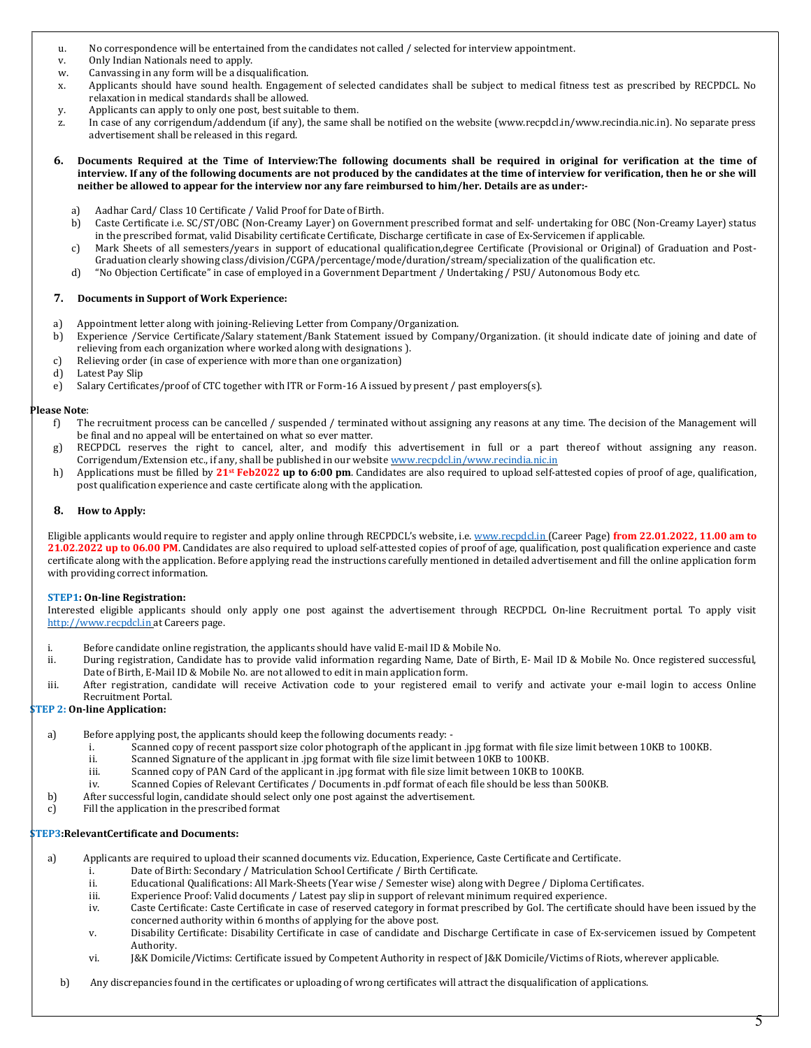u. No correspondence will be entertained from the candidates not called / selected for interview appointment.

v. Only Indian Nationals need to apply.

w. Canvassing in any form will be a disqualification.

x. Applicants should have sound health. Engagement of selected candidates shall be subject to medical fitness test as prescribed by RECPDCL. No relaxation in medical standards shall be allowed.

y. Applicants can apply to only one post, best suitable to them.

z. In case of any corrigendum/addendum (if any), the same shall be notified on the website (www.recpdcl.in/www.recindia.nic.in). No separate press advertisement shall be released in this regard.

**6. Documents Required at the Time of Interview:The following documents shall be required in original for verification at the time of interview. If any of the following documents are not produced by the candidates at the time of interview for verification, then he or she will neither be allowed to appear for the interview nor any fare reimbursed to him/her. Details are as under:-**

a) Aadhar Card/ Class 10 Certificate / Valid Proof for Date of Birth.

b) Caste Certificate i.e. SC/ST/OBC (Non-Creamy Layer) on Government prescribed format and self- undertaking for OBC (Non-Creamy Layer) status in the prescribed format, valid Disability certificate Certificate, Discharge certificate in case of Ex-Servicemen if applicable.

c) Mark Sheets of all semesters/years in support of educational qualification,degree Certificate (Provisional or Original) of Graduation and Post-Graduation clearly showing class/division/CGPA/percentage/mode/duration/stream/specialization of the qualification etc.

d) "No Objection Certificate" in case of employed in a Government Department / Undertaking / PSU/ Autonomous Body etc.

**7. Documents in Support of Work Experience:**

a) Appointment letter along with joining-Relieving Letter from Company/Organization.

b) Experience /Service Certificate/Salary statement/Bank Statement issued by Company/Organization. (it should indicate date of joining and date of relieving from each organization where worked along with designations ).

c) Relieving order (in case of experience with more than one organization)

d) Latest Pay Slip

e) Salary Certificates/proof of CTC together with ITR or Form-16 A issued by present / past employers(s).

**Please Note**:

f) The recruitment process can be cancelled / suspended / terminated without assigning any reasons at any time. The decision of the Management will be final and no appeal will be entertained on what so ever matter.

g) RECPDCL reserves the right to cancel, alter, and modify this advertisement in full or a part thereof without assigning any reason. Corrigendum/Extension etc., if any, shall be published in our website www.recpdcl.in/www.recindia.nic.in

h) Applications must be filled by **21st Feb2022 up to 6:00 pm**. Candidates are also required to upload self-attested copies of proof of age, qualification, post qualification experience and caste certificate along with the application.

**8. How to Apply:**

Eligible applicants would require to register and apply online through RECPDCL's website, i.e. www.recpdcl.in (Career Page) **from 22.01.2022, 11.00 am to 21.02.2022 up to 06.00 PM**. Candidates are also required to upload self-attested copies of proof of age, qualification, post qualification experience and caste certificate along with the application. Before applying read the instructions carefully mentioned in detailed advertisement and fill the online application form with providing correct information.

**STEP1: On-line Registration:**

Interested eligible applicants should only apply one post against the advertisement through RECPDCL On-line Recruitment portal. To apply visit http://www.recpdcl.in at Careers page.

i. Before candidate online registration, the applicants should have valid E-mail ID & Mobile No.

ii. During registration, Candidate has to provide valid information regarding Name, Date of Birth, E- Mail ID & Mobile No. Once registered successful, Date of Birth, E-Mail ID & Mobile No. are not allowed to edit in main application form.

iii. After registration, candidate will receive Activation code to your registered email to verify and activate your e-mail login to access Online Recruitment Portal.

**STEP 2: On-line Application:**

a) Before applying post, the applicants should keep the following documents ready: -
   i. Scanned copy of recent passport size color photograph of the applicant in .jpg format with file size limit between 10KB to 100KB.
   ii. Scanned Signature of the applicant in .jpg format with file size limit between 10KB to 100KB.
   iii. Scanned copy of PAN Card of the applicant in .jpg format with file size limit between 10KB to 100KB.
   iv. Scanned Copies of Relevant Certificates / Documents in .pdf format of each file should be less than 500KB.

b) After successful login, candidate should select only one post against the advertisement.

c) Fill the application in the prescribed format

**STEP3:RelevantCertificate and Documents:**

a) Applicants are required to upload their scanned documents viz. Education, Experience, Caste Certificate and Certificate.
   i. Date of Birth: Secondary / Matriculation School Certificate / Birth Certificate.
   ii. Educational Qualifications: All Mark-Sheets (Year wise / Semester wise) along with Degree / Diploma Certificates.
   iii. Experience Proof: Valid documents / Latest pay slip in support of relevant minimum required experience.
   iv. Caste Certificate: Caste Certificate in case of reserved category in format prescribed by GoI. The certificate should have been issued by the concerned authority within 6 months of applying for the above post.
   v. Disability Certificate: Disability Certificate in case of candidate and Discharge Certificate in case of Ex-servicemen issued by Competent Authority.
   vi. J&K Domicile/Victims: Certificate issued by Competent Authority in respect of J&K Domicile/Victims of Riots, wherever applicable.

b) Any discrepancies found in the certificates or uploading of wrong certificates will attract the disqualification of applications.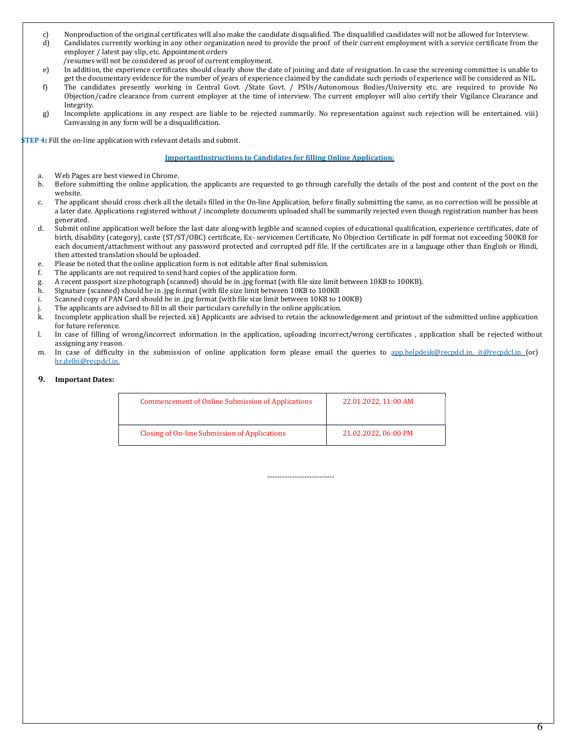c) Nonproduction of the original certificates will also make the candidate disqualified. The disqualified candidates will not be allowed for Interview.

d) Candidates currently working in any other organization need to provide the proof of their current employment with a service certificate from the employer / latest pay slip, etc. Appointment orders /resumes will not be considered as proof of current employment.

e) In addition, the experience certificates should clearly show the date of joining and date of resignation. In case the screening committee is unable to get the documentary evidence for the number of years of experience claimed by the candidate such periods of experience will be considered as NIL.

f) The candidates presently working in Central Govt. /State Govt. / PSUs/Autonomous Bodies/University etc. are required to provide No Objection/cadre clearance from current employer at the time of interview. The current employer will also certify their Vigilance Clearance and Integrity.

g) Incomplete applications in any respect are liable to be rejected summarily. No representation against such rejection will be entertained. viii) Canvassing in any form will be a disqualification.

**STEP 4:** Fill the on-line application with relevant details and submit.

**ImportantInstructions to Candidates for filling Online Application:**

a. Web Pages are best viewed in Chrome.
b. Before submitting the online application, the applicants are requested to go through carefully the details of the post and content of the post on the website.
c. The applicant should cross check all the details filled in the On-line Application, before finally submitting the same, as no correction will be possible at a later date. Applications registered without / incomplete documents uploaded shall be summarily rejected even though registration number has been generated.
d. Submit online application well before the last date along-with legible and scanned copies of educational qualification, experience certificates, date of birth, disability (category), caste (ST/ST/OBC) certificate, Ex- servicemen Certificate, No Objection Certificate in pdf format not exceeding 500KB for each document/attachment without any password protected and corrupted pdf file. If the certificates are in a language other than English or Hindi, then attested translation should be uploaded.
e. Please be noted that the online application form is not editable after final submission.
f. The applicants are not required to send hard copies of the application form.
g. A recent passport size photograph (scanned) should be in .jpg format (with file size limit between 10KB to 100KB).
h. Signature (scanned) should be in .jpg format (with file size limit between 10KB to 100KB
i. Scanned copy of PAN Card should be in .jpg format (with file size limit between 10KB to 100KB)
j. The applicants are advised to fill in all their particulars carefully in the online application.
k. Incomplete application shall be rejected. xii) Applicants are advised to retain the acknowledgement and printout of the submitted online application for future reference.
l. In case of filling of wrong/incorrect information in the application, uploading incorrect/wrong certificates , application shall be rejected without assigning any reason.
m. In case of difficulty in the submission of online application form please email the queries to app.helpdesk@recpdcl.in, it@recpdcl.in (or) hr.delhi@recpdcl.in.

## 9. Important Dates:

| | |
|---|---|
| Commencement of Online Submission of Applications | 22.01.2022, 11:00 AM |
| Closing of On-line Submission of Applications | 21.02.2022, 06:00 PM |

---------------------------